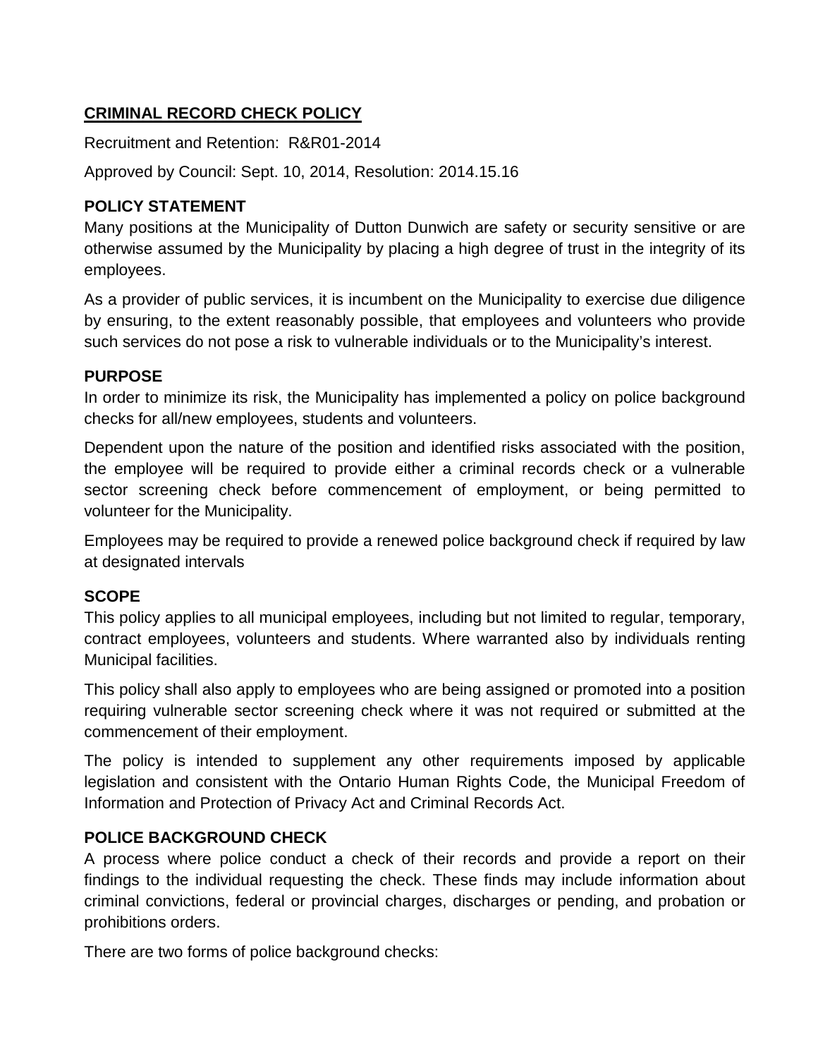# CRIMINAL RECORD CHECK POLICY

Recruitment and Retention: R&R01-2014

Approved by Council: Sept. 10, 2014, Resolution: 2014.15.16

## POLICY STATEMENT

Many positions at the Municipality of Dutton Dunwich are safety or security sensitive or are otherwise assumed by the Municipality by placing a high degree of trust in the integrity of its employees.

As a provider of public services, it is incumbent on the Municipality to exercise due diligence by ensuring, to the extent reasonably possible, that employees and volunteers who provide such services do not pose a risk to vulnerable individuals or to the Municipality's interest.

## PURPOSE

In order to minimize its risk, the Municipality has implemented a policy on police background checks for all/new employees, students and volunteers.

Dependent upon the nature of the position and identified risks associated with the position, the employee will be required to provide either a criminal records check or a vulnerable sector screening check before commencement of employment, or being permitted to volunteer for the Municipality.

Employees may be required to provide a renewed police background check if required by law at designated intervals

## SCOPE

This policy applies to all municipal employees, including but not limited to regular, temporary, contract employees, volunteers and students. Where warranted also by individuals renting Municipal facilities.

This policy shall also apply to employees who are being assigned or promoted into a position requiring vulnerable sector screening check where it was not required or submitted at the commencement of their employment.

The policy is intended to supplement any other requirements imposed by applicable legislation and consistent with the Ontario Human Rights Code, the Municipal Freedom of Information and Protection of Privacy Act and Criminal Records Act.

## POLICE BACKGROUND CHECK

A process where police conduct a check of their records and provide a report on their findings to the individual requesting the check. These finds may include information about criminal convictions, federal or provincial charges, discharges or pending, and probation or prohibitions orders.

There are two forms of police background checks: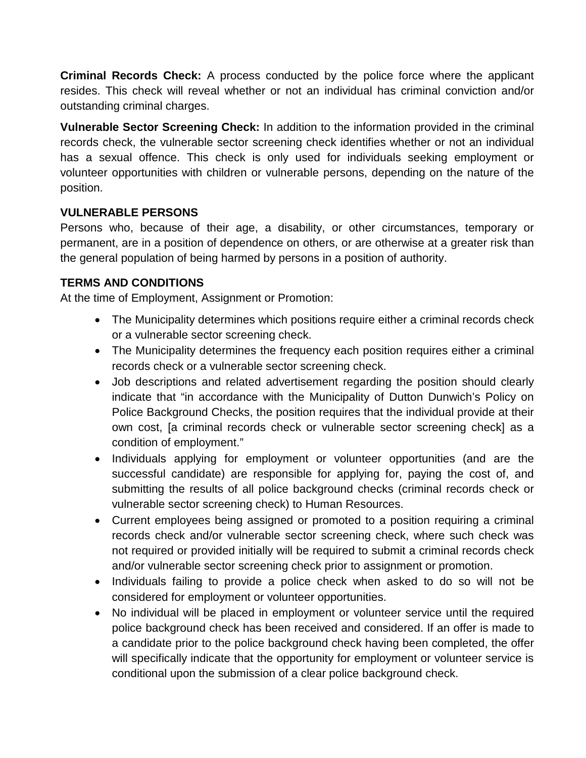**Criminal Records Check:** A process conducted by the police force where the applicant resides. This check will reveal whether or not an individual has criminal conviction and/or outstanding criminal charges.

**Vulnerable Sector Screening Check:** In addition to the information provided in the criminal records check, the vulnerable sector screening check identifies whether or not an individual has a sexual offence. This check is only used for individuals seeking employment or volunteer opportunities with children or vulnerable persons, depending on the nature of the position.

### VULNERABLE PERSONS

Persons who, because of their age, a disability, or other circumstances, temporary or permanent, are in a position of dependence on others, or are otherwise at a greater risk than the general population of being harmed by persons in a position of authority.

### TERMS AND CONDITIONS

At the time of Employment, Assignment or Promotion:

- The Municipality determines which positions require either a criminal records check or a vulnerable sector screening check.
- The Municipality determines the frequency each position requires either a criminal records check or a vulnerable sector screening check.
- Job descriptions and related advertisement regarding the position should clearly indicate that "in accordance with the Municipality of Dutton Dunwich's Policy on Police Background Checks, the position requires that the individual provide at their own cost, [a criminal records check or vulnerable sector screening check] as a condition of employment."
- Individuals applying for employment or volunteer opportunities (and are the successful candidate) are responsible for applying for, paying the cost of, and submitting the results of all police background checks (criminal records check or vulnerable sector screening check) to Human Resources.
- Current employees being assigned or promoted to a position requiring a criminal records check and/or vulnerable sector screening check, where such check was not required or provided initially will be required to submit a criminal records check and/or vulnerable sector screening check prior to assignment or promotion.
- Individuals failing to provide a police check when asked to do so will not be considered for employment or volunteer opportunities.
- No individual will be placed in employment or volunteer service until the required police background check has been received and considered. If an offer is made to a candidate prior to the police background check having been completed, the offer will specifically indicate that the opportunity for employment or volunteer service is conditional upon the submission of a clear police background check.